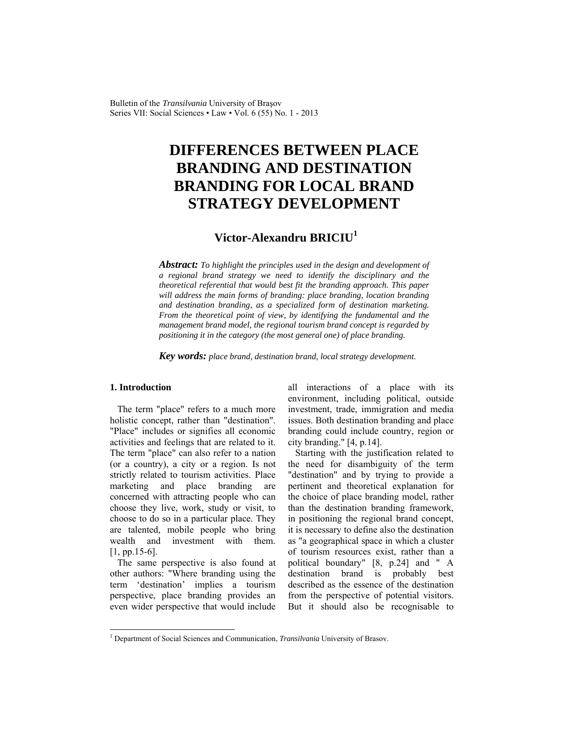# DIFFERENCES BETWEEN PLACE BRANDING AND DESTINATION BRANDING FOR LOCAL BRAND STRATEGY DEVELOPMENT

**Victor-Alexandru BRICIU[1]**

***Abstract:*** *To highlight the principles used in the design and development of a regional brand strategy we need to identify the disciplinary and the theoretical referential that would best fit the branding approach. This paper will address the main forms of branding: place branding, location branding and destination branding, as a specialized form of destination marketing. From the theoretical point of view, by identifying the fundamental and the management brand model, the regional tourism brand concept is regarded by positioning it in the category (the most general one) of place branding.*

***Key words:*** *place brand, destination brand, local strategy development.*

## 1. Introduction

The term "place" refers to a much more holistic concept, rather than "destination". "Place" includes or signifies all economic activities and feelings that are related to it. The term "place" can also refer to a nation (or a country), a city or a region. Is not strictly related to tourism activities. Place marketing and place branding are concerned with attracting people who can choose they live, work, study or visit, to choose to do so in a particular place. They are talented, mobile people who bring wealth and investment with them. [1, pp.15-6].

The same perspective is also found at other authors: "Where branding using the term 'destination' implies a tourism perspective, place branding provides an even wider perspective that would include all interactions of a place with its environment, including political, outside investment, trade, immigration and media issues. Both destination branding and place branding could include country, region or city branding." [4, p.14].

Starting with the justification related to the need for disambiguity of the term "destination" and by trying to provide a pertinent and theoretical explanation for the choice of place branding model, rather than the destination branding framework, in positioning the regional brand concept, it is necessary to define also the destination as "a geographical space in which a cluster of tourism resources exist, rather than a political boundary" [8, p.24] and " A destination brand is probably best described as the essence of the destination from the perspective of potential visitors. But it should also be recognisable to

---

[1] Department of Social Sciences and Communication, *Transilvania* University of Brasov.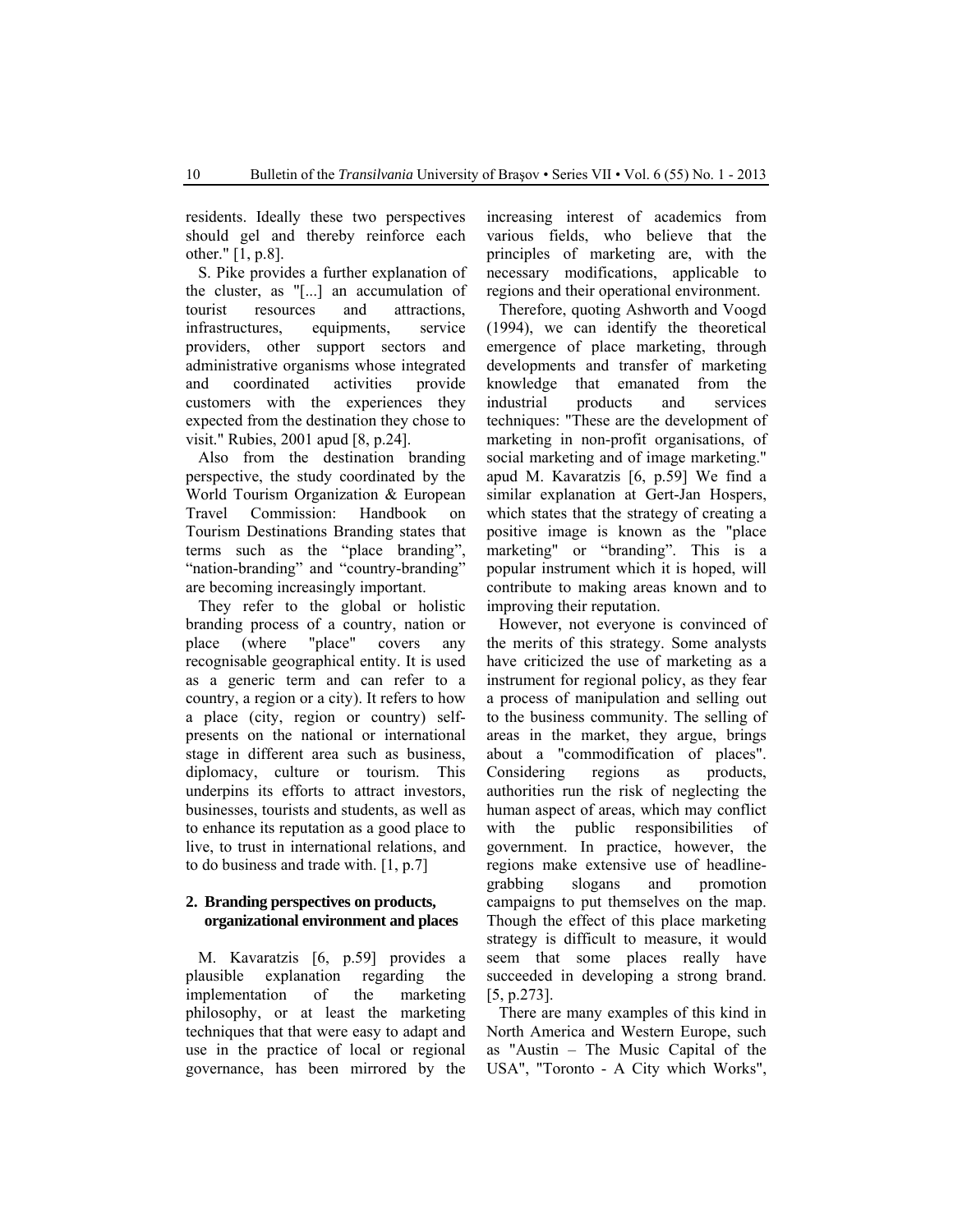residents. Ideally these two perspectives should gel and thereby reinforce each other." [1, p.8].

S. Pike provides a further explanation of the cluster, as "[...] an accumulation of tourist resources and attractions, infrastructures, equipments, service providers, other support sectors and administrative organisms whose integrated and coordinated activities provide customers with the experiences they expected from the destination they chose to visit." Rubies, 2001 apud [8, p.24].

Also from the destination branding perspective, the study coordinated by the World Tourism Organization & European Travel Commission: Handbook on Tourism Destinations Branding states that terms such as the "place branding", "nation-branding" and "country-branding" are becoming increasingly important.

They refer to the global or holistic branding process of a country, nation or place (where "place" covers any recognisable geographical entity. It is used as a generic term and can refer to a country, a region or a city). It refers to how a place (city, region or country) self-presents on the national or international stage in different area such as business, diplomacy, culture or tourism. This underpins its efforts to attract investors, businesses, tourists and students, as well as to enhance its reputation as a good place to live, to trust in international relations, and to do business and trade with. [1, p.7]

## 2. Branding perspectives on products, organizational environment and places

M. Kavaratzis [6, p.59] provides a plausible explanation regarding the implementation of the marketing philosophy, or at least the marketing techniques that that were easy to adapt and use in the practice of local or regional governance, has been mirrored by the increasing interest of academics from various fields, who believe that the principles of marketing are, with the necessary modifications, applicable to regions and their operational environment.

Therefore, quoting Ashworth and Voogd (1994), we can identify the theoretical emergence of place marketing, through developments and transfer of marketing knowledge that emanated from the industrial products and services techniques: "These are the development of marketing in non-profit organisations, of social marketing and of image marketing." apud M. Kavaratzis [6, p.59] We find a similar explanation at Gert-Jan Hospers, which states that the strategy of creating a positive image is known as the "place marketing" or "branding". This is a popular instrument which it is hoped, will contribute to making areas known and to improving their reputation.

However, not everyone is convinced of the merits of this strategy. Some analysts have criticized the use of marketing as a instrument for regional policy, as they fear a process of manipulation and selling out to the business community. The selling of areas in the market, they argue, brings about a "commodification of places". Considering regions as products, authorities run the risk of neglecting the human aspect of areas, which may conflict with the public responsibilities of government. In practice, however, the regions make extensive use of headline-grabbing slogans and promotion campaigns to put themselves on the map. Though the effect of this place marketing strategy is difficult to measure, it would seem that some places really have succeeded in developing a strong brand. [5, p.273].

There are many examples of this kind in North America and Western Europe, such as "Austin – The Music Capital of the USA", "Toronto - A City which Works",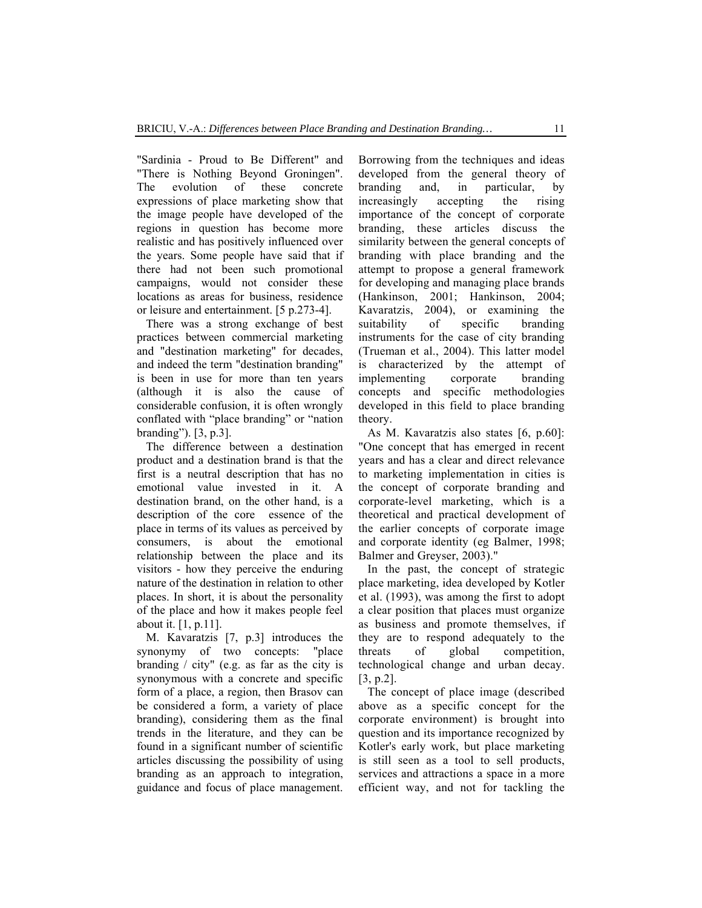"Sardinia - Proud to Be Different" and "There is Nothing Beyond Groningen". The evolution of these concrete expressions of place marketing show that the image people have developed of the regions in question has become more realistic and has positively influenced over the years. Some people have said that if there had not been such promotional campaigns, would not consider these locations as areas for business, residence or leisure and entertainment. [5 p.273-4].

There was a strong exchange of best practices between commercial marketing and "destination marketing" for decades, and indeed the term "destination branding" is been in use for more than ten years (although it is also the cause of considerable confusion, it is often wrongly conflated with "place branding" or "nation branding"). [3, p.3].

The difference between a destination product and a destination brand is that the first is a neutral description that has no emotional value invested in it. A destination brand, on the other hand, is a description of the core essence of the place in terms of its values as perceived by consumers, is about the emotional relationship between the place and its visitors - how they perceive the enduring nature of the destination in relation to other places. In short, it is about the personality of the place and how it makes people feel about it. [1, p.11].

M. Kavaratzis [7, p.3] introduces the synonymy of two concepts: "place branding / city" (e.g. as far as the city is synonymous with a concrete and specific form of a place, a region, then Brasov can be considered a form, a variety of place branding), considering them as the final trends in the literature, and they can be found in a significant number of scientific articles discussing the possibility of using branding as an approach to integration, guidance and focus of place management. Borrowing from the techniques and ideas developed from the general theory of branding and, in particular, by increasingly accepting the rising importance of the concept of corporate branding, these articles discuss the similarity between the general concepts of branding with place branding and the attempt to propose a general framework for developing and managing place brands (Hankinson, 2001; Hankinson, 2004; Kavaratzis, 2004), or examining the suitability of specific branding instruments for the case of city branding (Trueman et al., 2004). This latter model is characterized by the attempt of implementing corporate branding concepts and specific methodologies developed in this field to place branding theory.

As M. Kavaratzis also states [6, p.60]: "One concept that has emerged in recent years and has a clear and direct relevance to marketing implementation in cities is the concept of corporate branding and corporate-level marketing, which is a theoretical and practical development of the earlier concepts of corporate image and corporate identity (eg Balmer, 1998; Balmer and Greyser, 2003)."

In the past, the concept of strategic place marketing, idea developed by Kotler et al. (1993), was among the first to adopt a clear position that places must organize as business and promote themselves, if they are to respond adequately to the threats of global competition, technological change and urban decay. [3, p.2].

The concept of place image (described above as a specific concept for the corporate environment) is brought into question and its importance recognized by Kotler's early work, but place marketing is still seen as a tool to sell products, services and attractions a space in a more efficient way, and not for tackling the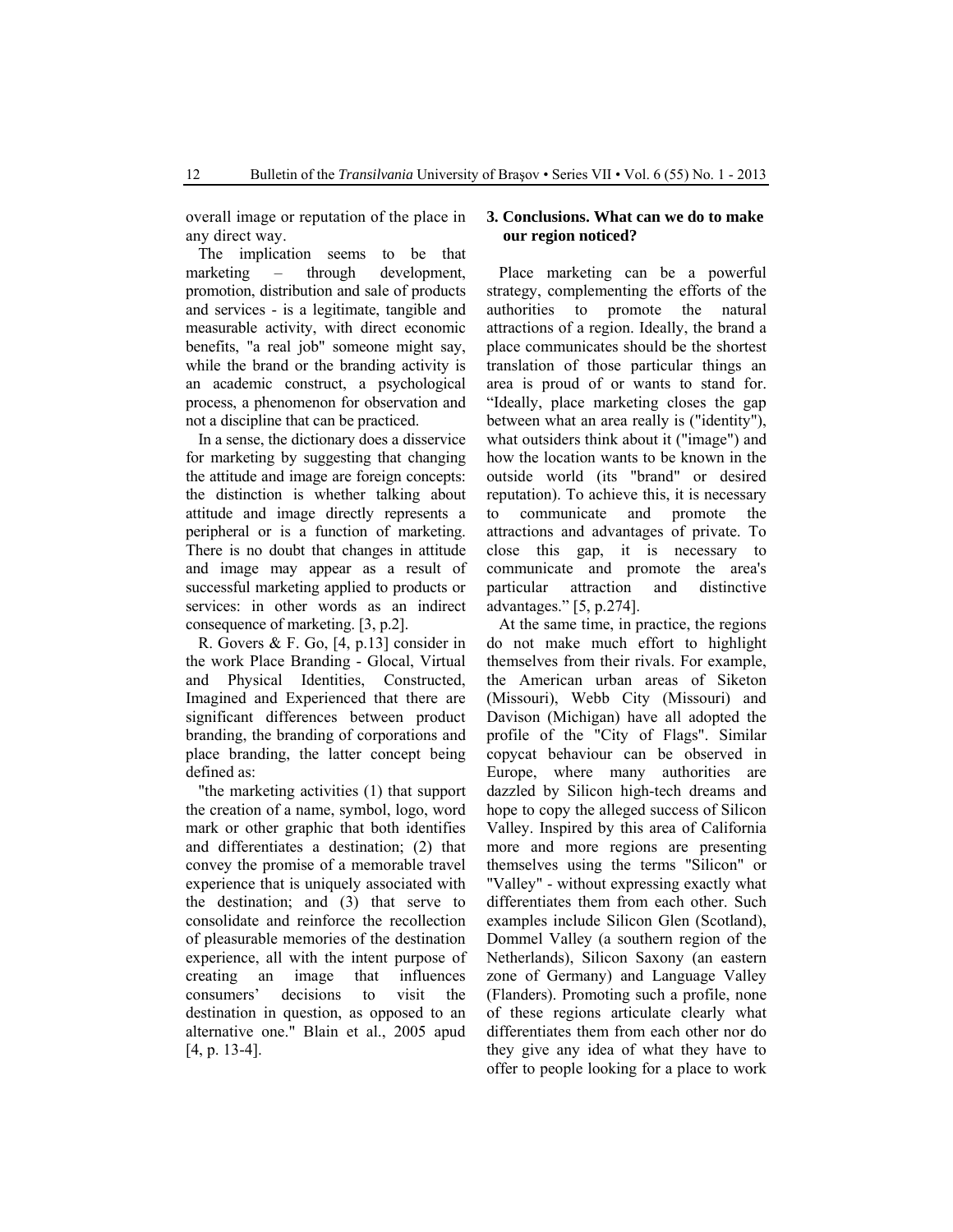overall image or reputation of the place in any direct way.

The implication seems to be that marketing – through development, promotion, distribution and sale of products and services - is a legitimate, tangible and measurable activity, with direct economic benefits, "a real job" someone might say, while the brand or the branding activity is an academic construct, a psychological process, a phenomenon for observation and not a discipline that can be practiced.

In a sense, the dictionary does a disservice for marketing by suggesting that changing the attitude and image are foreign concepts: the distinction is whether talking about attitude and image directly represents a peripheral or is a function of marketing. There is no doubt that changes in attitude and image may appear as a result of successful marketing applied to products or services: in other words as an indirect consequence of marketing. [3, p.2].

R. Govers & F. Go, [4, p.13] consider in the work Place Branding - Glocal, Virtual and Physical Identities, Constructed, Imagined and Experienced that there are significant differences between product branding, the branding of corporations and place branding, the latter concept being defined as:

"the marketing activities (1) that support the creation of a name, symbol, logo, word mark or other graphic that both identifies and differentiates a destination; (2) that convey the promise of a memorable travel experience that is uniquely associated with the destination; and (3) that serve to consolidate and reinforce the recollection of pleasurable memories of the destination experience, all with the intent purpose of creating an image that influences consumers' decisions to visit the destination in question, as opposed to an alternative one." Blain et al., 2005 apud [4, p. 13-4].

## 3. Conclusions. What can we do to make our region noticed?

Place marketing can be a powerful strategy, complementing the efforts of the authorities to promote the natural attractions of a region. Ideally, the brand a place communicates should be the shortest translation of those particular things an area is proud of or wants to stand for. "Ideally, place marketing closes the gap between what an area really is ("identity"), what outsiders think about it ("image") and how the location wants to be known in the outside world (its "brand" or desired reputation). To achieve this, it is necessary to communicate and promote the attractions and advantages of private. To close this gap, it is necessary to communicate and promote the area's particular attraction and distinctive advantages." [5, p.274].

At the same time, in practice, the regions do not make much effort to highlight themselves from their rivals. For example, the American urban areas of Siketon (Missouri), Webb City (Missouri) and Davison (Michigan) have all adopted the profile of the "City of Flags". Similar copycat behaviour can be observed in Europe, where many authorities are dazzled by Silicon high-tech dreams and hope to copy the alleged success of Silicon Valley. Inspired by this area of California more and more regions are presenting themselves using the terms "Silicon" or "Valley" - without expressing exactly what differentiates them from each other. Such examples include Silicon Glen (Scotland), Dommel Valley (a southern region of the Netherlands), Silicon Saxony (an eastern zone of Germany) and Language Valley (Flanders). Promoting such a profile, none of these regions articulate clearly what differentiates them from each other nor do they give any idea of what they have to offer to people looking for a place to work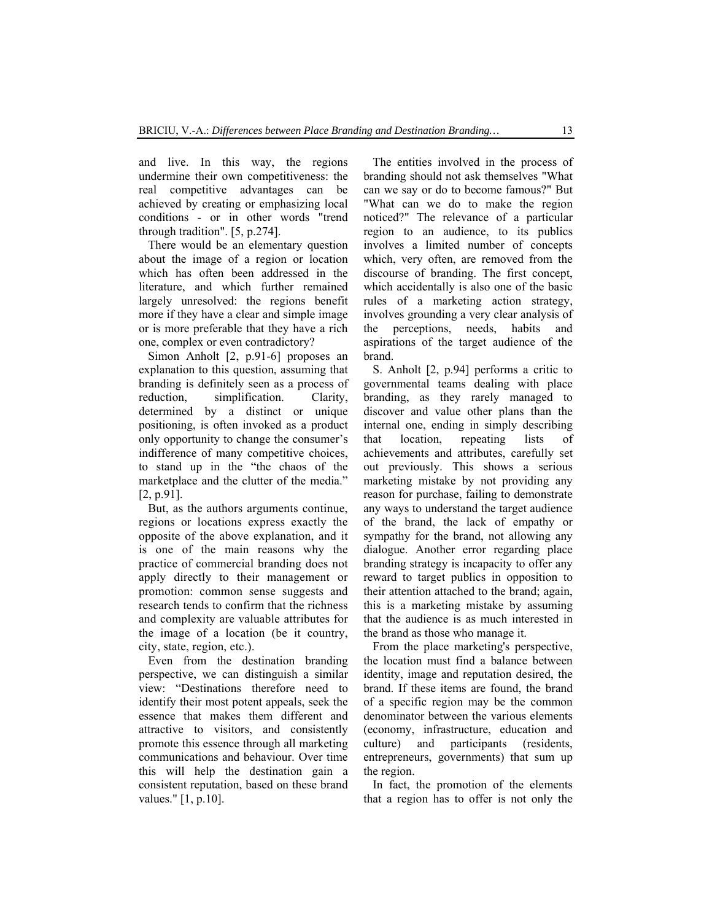and live. In this way, the regions undermine their own competitiveness: the real competitive advantages can be achieved by creating or emphasizing local conditions - or in other words "trend through tradition". [5, p.274].

There would be an elementary question about the image of a region or location which has often been addressed in the literature, and which further remained largely unresolved: the regions benefit more if they have a clear and simple image or is more preferable that they have a rich one, complex or even contradictory?

Simon Anholt [2, p.91-6] proposes an explanation to this question, assuming that branding is definitely seen as a process of reduction, simplification. Clarity, determined by a distinct or unique positioning, is often invoked as a product only opportunity to change the consumer's indifference of many competitive choices, to stand up in the "the chaos of the marketplace and the clutter of the media." [2, p.91].

But, as the authors arguments continue, regions or locations express exactly the opposite of the above explanation, and it is one of the main reasons why the practice of commercial branding does not apply directly to their management or promotion: common sense suggests and research tends to confirm that the richness and complexity are valuable attributes for the image of a location (be it country, city, state, region, etc.).

Even from the destination branding perspective, we can distinguish a similar view: "Destinations therefore need to identify their most potent appeals, seek the essence that makes them different and attractive to visitors, and consistently promote this essence through all marketing communications and behaviour. Over time this will help the destination gain a consistent reputation, based on these brand values." [1, p.10].

The entities involved in the process of branding should not ask themselves "What can we say or do to become famous?" But "What can we do to make the region noticed?" The relevance of a particular region to an audience, to its publics involves a limited number of concepts which, very often, are removed from the discourse of branding. The first concept, which accidentally is also one of the basic rules of a marketing action strategy, involves grounding a very clear analysis of the perceptions, needs, habits and aspirations of the target audience of the brand.

S. Anholt [2, p.94] performs a critic to governmental teams dealing with place branding, as they rarely managed to discover and value other plans than the internal one, ending in simply describing that location, repeating lists of achievements and attributes, carefully set out previously. This shows a serious marketing mistake by not providing any reason for purchase, failing to demonstrate any ways to understand the target audience of the brand, the lack of empathy or sympathy for the brand, not allowing any dialogue. Another error regarding place branding strategy is incapacity to offer any reward to target publics in opposition to their attention attached to the brand; again, this is a marketing mistake by assuming that the audience is as much interested in the brand as those who manage it.

From the place marketing's perspective, the location must find a balance between identity, image and reputation desired, the brand. If these items are found, the brand of a specific region may be the common denominator between the various elements (economy, infrastructure, education and culture) and participants (residents, entrepreneurs, governments) that sum up the region.

In fact, the promotion of the elements that a region has to offer is not only the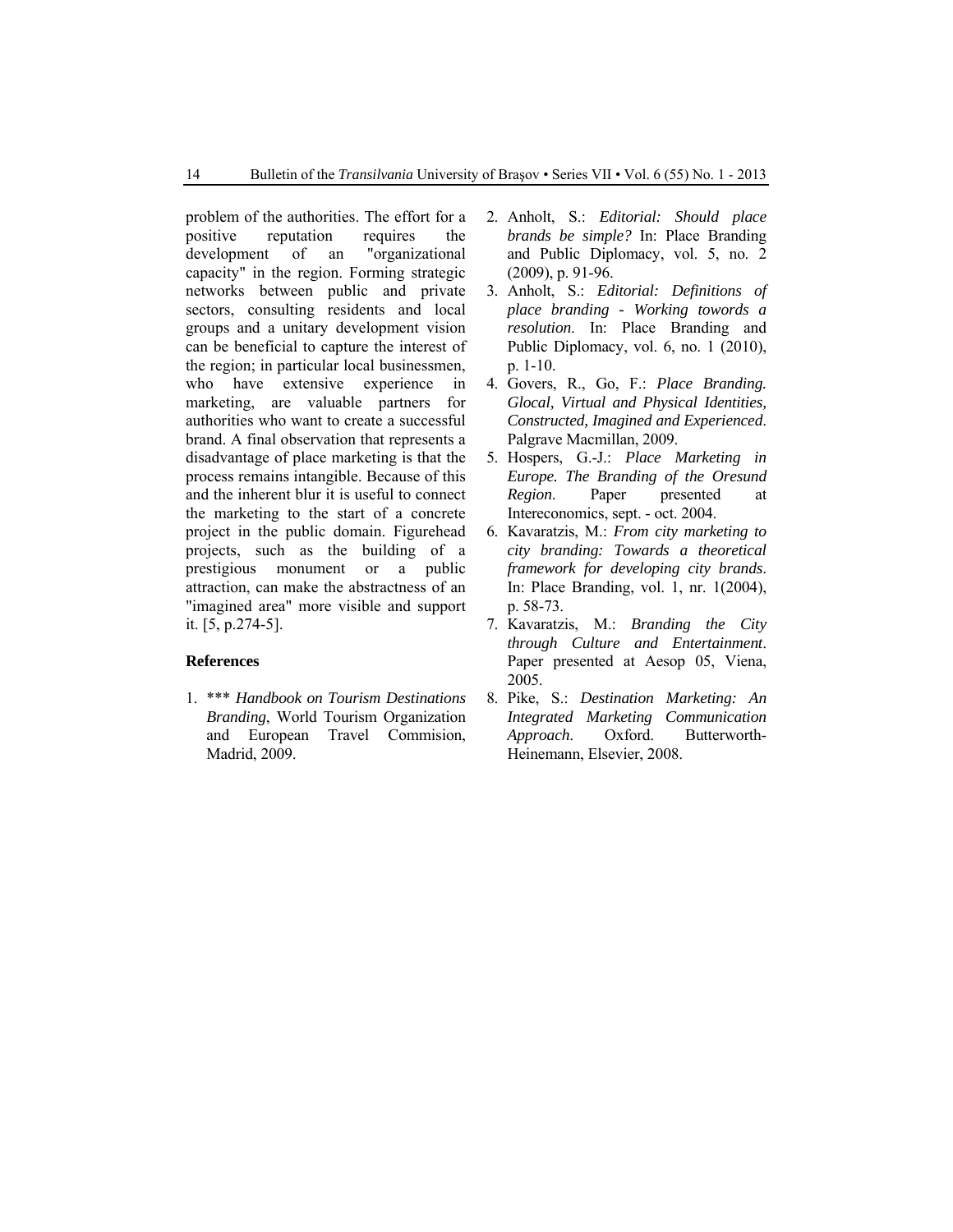problem of the authorities. The effort for a positive reputation requires the development of an "organizational capacity" in the region. Forming strategic networks between public and private sectors, consulting residents and local groups and a unitary development vision can be beneficial to capture the interest of the region; in particular local businessmen, who have extensive experience in marketing, are valuable partners for authorities who want to create a successful brand. A final observation that represents a disadvantage of place marketing is that the process remains intangible. Because of this and the inherent blur it is useful to connect the marketing to the start of a concrete project in the public domain. Figurehead projects, such as the building of a prestigious monument or a public attraction, can make the abstractness of an "imagined area" more visible and support it. [5, p.274-5].

## References

1. *** *Handbook on Tourism Destinations Branding*, World Tourism Organization and European Travel Commision, Madrid, 2009.
2. Anholt, S.: *Editorial: Should place brands be simple?* In: Place Branding and Public Diplomacy, vol. 5, no. 2 (2009), p. 91-96.
3. Anholt, S.: *Editorial: Definitions of place branding - Working towords a resolution*. In: Place Branding and Public Diplomacy, vol. 6, no. 1 (2010), p. 1-10.
4. Govers, R., Go, F.: *Place Branding. Glocal, Virtual and Physical Identities, Constructed, Imagined and Experienced*. Palgrave Macmillan, 2009.
5. Hospers, G.-J.: *Place Marketing in Europe. The Branding of the Oresund Region*. Paper presented at Intereconomics, sept. - oct. 2004.
6. Kavaratzis, M.: *From city marketing to city branding: Towards a theoretical framework for developing city brands*. In: Place Branding, vol. 1, nr. 1(2004), p. 58-73.
7. Kavaratzis, M.: *Branding the City through Culture and Entertainment*. Paper presented at Aesop 05, Viena, 2005.
8. Pike, S.: *Destination Marketing: An Integrated Marketing Communication Approach*. Oxford. Butterworth-Heinemann, Elsevier, 2008.